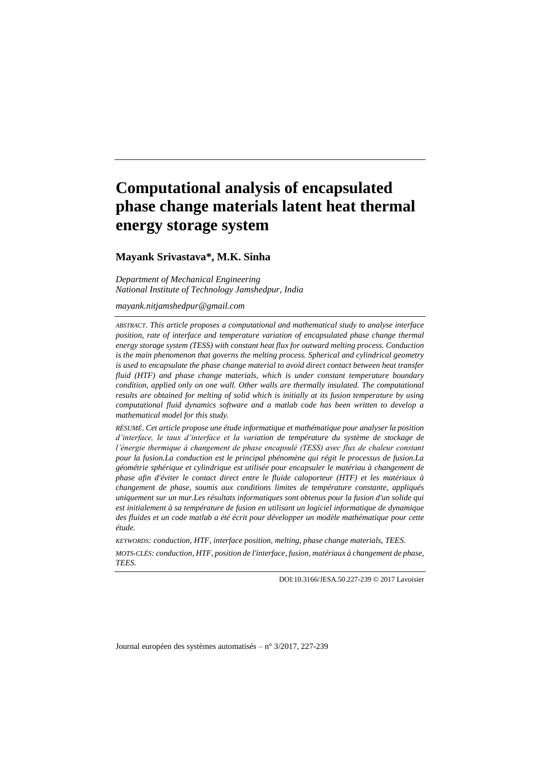# Computational analysis of encapsulated phase change materials latent heat thermal energy storage system

**Mayank Srivastava*, M.K. Sinha**

*Department of Mechanical Engineering*
*National Institute of Technology Jamshedpur, India*

*mayank.nitjamshedpur@gmail.com*

*ABSTRACT. This article proposes a computational and mathematical study to analyse interface position, rate of interface and temperature variation of encapsulated phase change thermal energy storage system (TESS) with constant heat flux for outward melting process. Conduction is the main phenomenon that governs the melting process. Spherical and cylindrical geometry is used to encapsulate the phase change material to avoid direct contact between heat transfer fluid (HTF) and phase change materials, which is under constant temperature boundary condition, applied only on one wall. Other walls are thermally insulated. The computational results are obtained for melting of solid which is initially at its fusion temperature by using computational fluid dynamics software and a matlab code has been written to develop a mathematical model for this study.*

*RÉSUMÉ. Cet article propose une étude informatique et mathématique pour analyser la position d'interface, le taux d'interface et la variation de température du système de stockage de l'énergie thermique à changement de phase encapsulé (TESS) avec flux de chaleur constant pour la fusion.La conduction est le principal phénomène qui régit le processus de fusion.La géométrie sphérique et cylindrique est utilisée pour encapsuler le matériau à changement de phase afin d'éviter le contact direct entre le fluide caloporteur (HTF) et les matériaux à changement de phase, soumis aux conditions limites de température constante, appliqués uniquement sur un mur.Les résultats informatiques sont obtenus pour la fusion d'un solide qui est initialement à sa température de fusion en utilisant un logiciel informatique de dynamique des fluides et un code matlab a été écrit pour développer un modèle mathématique pour cette étude.*

*KEYWORDS: conduction, HTF, interface position, melting, phase change materials, TEES.*

*MOTS-CLÉS: conduction, HTF, position de l'interface, fusion, matériaux à changement de phase, TEES.*

DOI:10.3166/JESA.50.227-239 © 2017 Lavoisier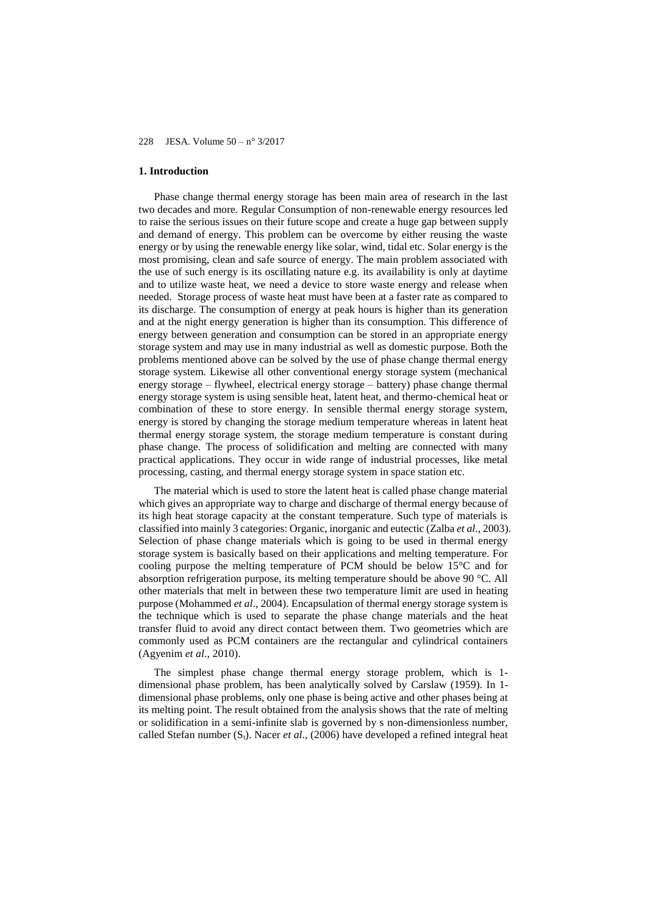## 1. Introduction

Phase change thermal energy storage has been main area of research in the last two decades and more. Regular Consumption of non-renewable energy resources led to raise the serious issues on their future scope and create a huge gap between supply and demand of energy. This problem can be overcome by either reusing the waste energy or by using the renewable energy like solar, wind, tidal etc. Solar energy is the most promising, clean and safe source of energy. The main problem associated with the use of such energy is its oscillating nature e.g. its availability is only at daytime and to utilize waste heat, we need a device to store waste energy and release when needed. Storage process of waste heat must have been at a faster rate as compared to its discharge. The consumption of energy at peak hours is higher than its generation and at the night energy generation is higher than its consumption. This difference of energy between generation and consumption can be stored in an appropriate energy storage system and may use in many industrial as well as domestic purpose. Both the problems mentioned above can be solved by the use of phase change thermal energy storage system. Likewise all other conventional energy storage system (mechanical energy storage – flywheel, electrical energy storage – battery) phase change thermal energy storage system is using sensible heat, latent heat, and thermo-chemical heat or combination of these to store energy. In sensible thermal energy storage system, energy is stored by changing the storage medium temperature whereas in latent heat thermal energy storage system, the storage medium temperature is constant during phase change. The process of solidification and melting are connected with many practical applications. They occur in wide range of industrial processes, like metal processing, casting, and thermal energy storage system in space station etc.

The material which is used to store the latent heat is called phase change material which gives an appropriate way to charge and discharge of thermal energy because of its high heat storage capacity at the constant temperature. Such type of materials is classified into mainly 3 categories: Organic, inorganic and eutectic (Zalba *et al*., 2003). Selection of phase change materials which is going to be used in thermal energy storage system is basically based on their applications and melting temperature. For cooling purpose the melting temperature of PCM should be below 15°C and for absorption refrigeration purpose, its melting temperature should be above 90 °C. All other materials that melt in between these two temperature limit are used in heating purpose (Mohammed *et al*., 2004). Encapsulation of thermal energy storage system is the technique which is used to separate the phase change materials and the heat transfer fluid to avoid any direct contact between them. Two geometries which are commonly used as PCM containers are the rectangular and cylindrical containers (Agyenim *et al*., 2010).

The simplest phase change thermal energy storage problem, which is 1-dimensional phase problem, has been analytically solved by Carslaw (1959). In 1-dimensional phase problems, only one phase is being active and other phases being at its melting point. The result obtained from the analysis shows that the rate of melting or solidification in a semi-infinite slab is governed by s non-dimensionless number, called Stefan number ($S_t$). Nacer *et al*., (2006) have developed a refined integral heat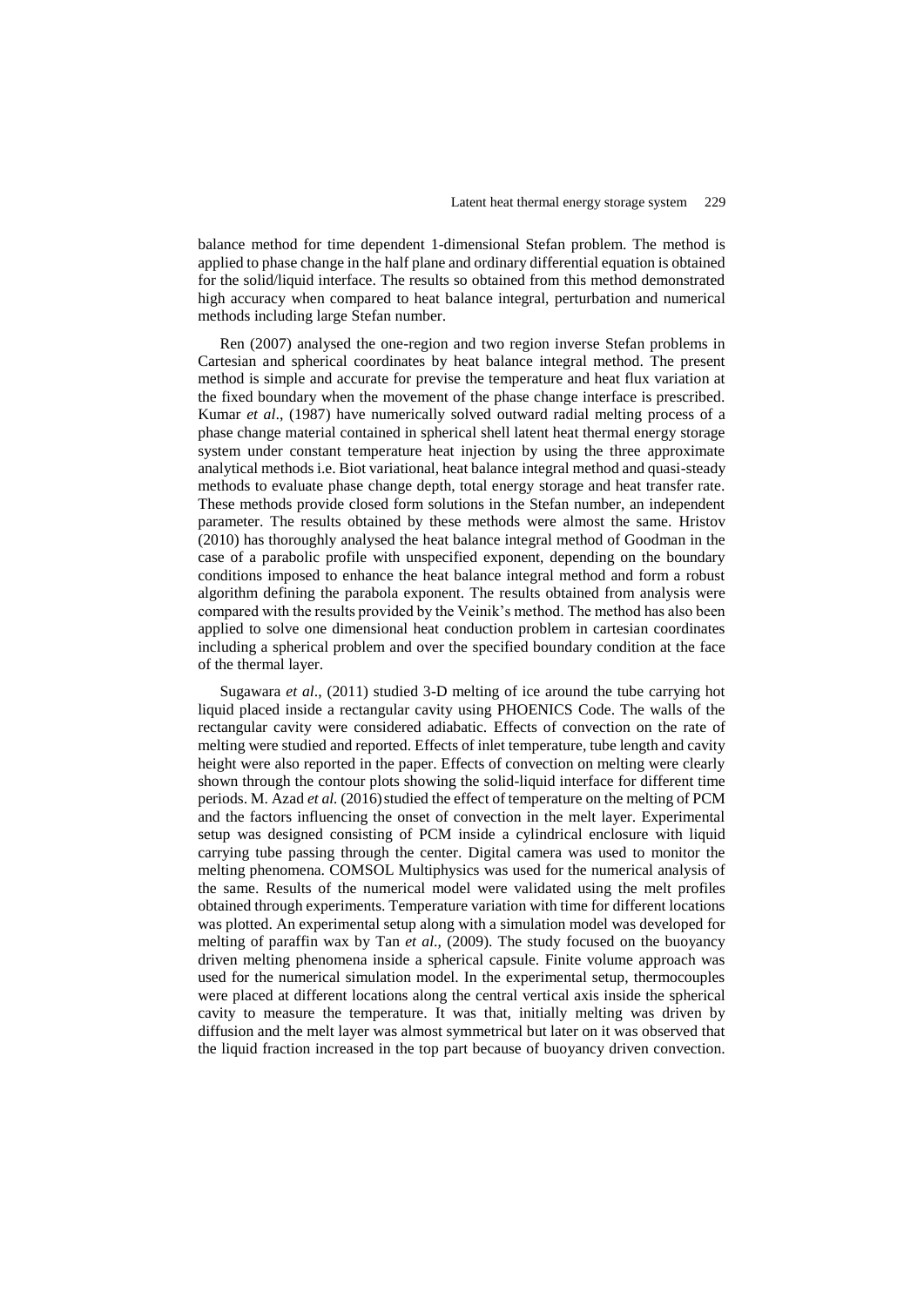balance method for time dependent 1-dimensional Stefan problem. The method is applied to phase change in the half plane and ordinary differential equation is obtained for the solid/liquid interface. The results so obtained from this method demonstrated high accuracy when compared to heat balance integral, perturbation and numerical methods including large Stefan number.

Ren (2007) analysed the one-region and two region inverse Stefan problems in Cartesian and spherical coordinates by heat balance integral method. The present method is simple and accurate for previse the temperature and heat flux variation at the fixed boundary when the movement of the phase change interface is prescribed. Kumar *et al*., (1987) have numerically solved outward radial melting process of a phase change material contained in spherical shell latent heat thermal energy storage system under constant temperature heat injection by using the three approximate analytical methods i.e. Biot variational, heat balance integral method and quasi-steady methods to evaluate phase change depth, total energy storage and heat transfer rate. These methods provide closed form solutions in the Stefan number, an independent parameter. The results obtained by these methods were almost the same. Hristov (2010) has thoroughly analysed the heat balance integral method of Goodman in the case of a parabolic profile with unspecified exponent, depending on the boundary conditions imposed to enhance the heat balance integral method and form a robust algorithm defining the parabola exponent. The results obtained from analysis were compared with the results provided by the Veinik's method. The method has also been applied to solve one dimensional heat conduction problem in cartesian coordinates including a spherical problem and over the specified boundary condition at the face of the thermal layer.

Sugawara *et al*., (2011) studied 3-D melting of ice around the tube carrying hot liquid placed inside a rectangular cavity using PHOENICS Code. The walls of the rectangular cavity were considered adiabatic. Effects of convection on the rate of melting were studied and reported. Effects of inlet temperature, tube length and cavity height were also reported in the paper. Effects of convection on melting were clearly shown through the contour plots showing the solid-liquid interface for different time periods. M. Azad *et al.* (2016) studied the effect of temperature on the melting of PCM and the factors influencing the onset of convection in the melt layer. Experimental setup was designed consisting of PCM inside a cylindrical enclosure with liquid carrying tube passing through the center. Digital camera was used to monitor the melting phenomena. COMSOL Multiphysics was used for the numerical analysis of the same. Results of the numerical model were validated using the melt profiles obtained through experiments. Temperature variation with time for different locations was plotted. An experimental setup along with a simulation model was developed for melting of paraffin wax by Tan *et al*., (2009). The study focused on the buoyancy driven melting phenomena inside a spherical capsule. Finite volume approach was used for the numerical simulation model. In the experimental setup, thermocouples were placed at different locations along the central vertical axis inside the spherical cavity to measure the temperature. It was that, initially melting was driven by diffusion and the melt layer was almost symmetrical but later on it was observed that the liquid fraction increased in the top part because of buoyancy driven convection.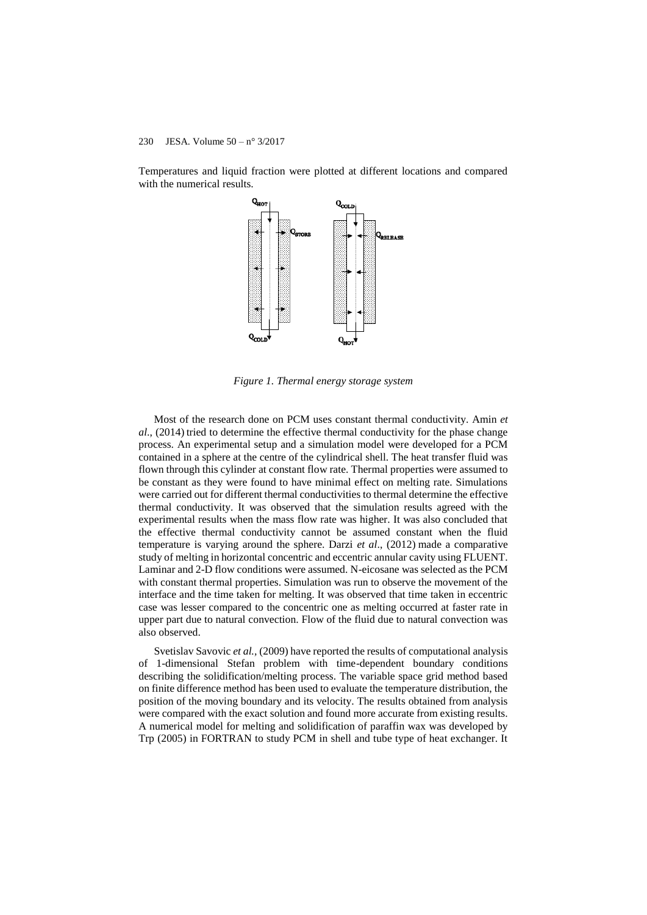Temperatures and liquid fraction were plotted at different locations and compared with the numerical results.

*Figure 1. Thermal energy storage system*

Most of the research done on PCM uses constant thermal conductivity. Amin *et al*., (2014) tried to determine the effective thermal conductivity for the phase change process. An experimental setup and a simulation model were developed for a PCM contained in a sphere at the centre of the cylindrical shell. The heat transfer fluid was flown through this cylinder at constant flow rate. Thermal properties were assumed to be constant as they were found to have minimal effect on melting rate. Simulations were carried out for different thermal conductivities to thermal determine the effective thermal conductivity. It was observed that the simulation results agreed with the experimental results when the mass flow rate was higher. It was also concluded that the effective thermal conductivity cannot be assumed constant when the fluid temperature is varying around the sphere. Darzi *et al*., (2012) made a comparative study of melting in horizontal concentric and eccentric annular cavity using FLUENT. Laminar and 2-D flow conditions were assumed. N-eicosane was selected as the PCM with constant thermal properties. Simulation was run to observe the movement of the interface and the time taken for melting. It was observed that time taken in eccentric case was lesser compared to the concentric one as melting occurred at faster rate in upper part due to natural convection. Flow of the fluid due to natural convection was also observed.

Svetislav Savovic *et al.*, (2009) have reported the results of computational analysis of 1-dimensional Stefan problem with time-dependent boundary conditions describing the solidification/melting process. The variable space grid method based on finite difference method has been used to evaluate the temperature distribution, the position of the moving boundary and its velocity. The results obtained from analysis were compared with the exact solution and found more accurate from existing results. A numerical model for melting and solidification of paraffin wax was developed by Trp (2005) in FORTRAN to study PCM in shell and tube type of heat exchanger. It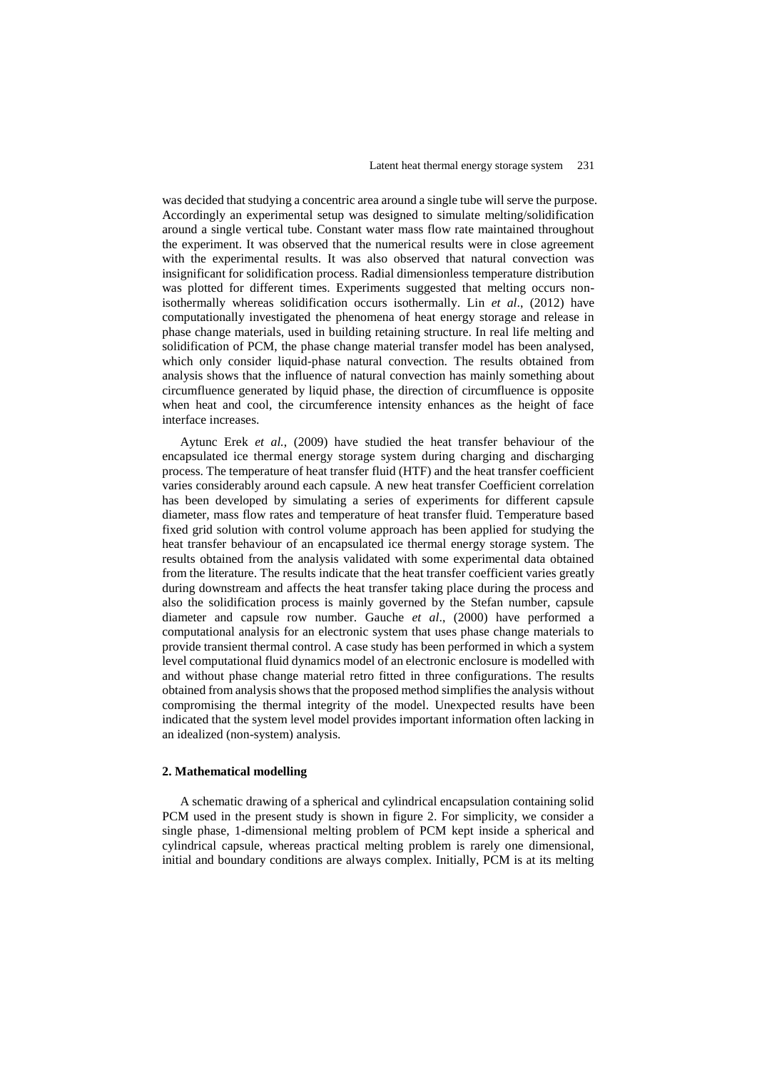was decided that studying a concentric area around a single tube will serve the purpose. Accordingly an experimental setup was designed to simulate melting/solidification around a single vertical tube. Constant water mass flow rate maintained throughout the experiment. It was observed that the numerical results were in close agreement with the experimental results. It was also observed that natural convection was insignificant for solidification process. Radial dimensionless temperature distribution was plotted for different times. Experiments suggested that melting occurs non-isothermally whereas solidification occurs isothermally. Lin *et al*., (2012) have computationally investigated the phenomena of heat energy storage and release in phase change materials, used in building retaining structure. In real life melting and solidification of PCM, the phase change material transfer model has been analysed, which only consider liquid-phase natural convection. The results obtained from analysis shows that the influence of natural convection has mainly something about circumfluence generated by liquid phase, the direction of circumfluence is opposite when heat and cool, the circumference intensity enhances as the height of face interface increases.

Aytunc Erek *et al.,* (2009) have studied the heat transfer behaviour of the encapsulated ice thermal energy storage system during charging and discharging process. The temperature of heat transfer fluid (HTF) and the heat transfer coefficient varies considerably around each capsule. A new heat transfer Coefficient correlation has been developed by simulating a series of experiments for different capsule diameter, mass flow rates and temperature of heat transfer fluid. Temperature based fixed grid solution with control volume approach has been applied for studying the heat transfer behaviour of an encapsulated ice thermal energy storage system. The results obtained from the analysis validated with some experimental data obtained from the literature. The results indicate that the heat transfer coefficient varies greatly during downstream and affects the heat transfer taking place during the process and also the solidification process is mainly governed by the Stefan number, capsule diameter and capsule row number. Gauche *et al*., (2000) have performed a computational analysis for an electronic system that uses phase change materials to provide transient thermal control. A case study has been performed in which a system level computational fluid dynamics model of an electronic enclosure is modelled with and without phase change material retro fitted in three configurations. The results obtained from analysis shows that the proposed method simplifies the analysis without compromising the thermal integrity of the model. Unexpected results have been indicated that the system level model provides important information often lacking in an idealized (non-system) analysis.

## 2. Mathematical modelling

A schematic drawing of a spherical and cylindrical encapsulation containing solid PCM used in the present study is shown in figure 2. For simplicity, we consider a single phase, 1-dimensional melting problem of PCM kept inside a spherical and cylindrical capsule, whereas practical melting problem is rarely one dimensional, initial and boundary conditions are always complex. Initially, PCM is at its melting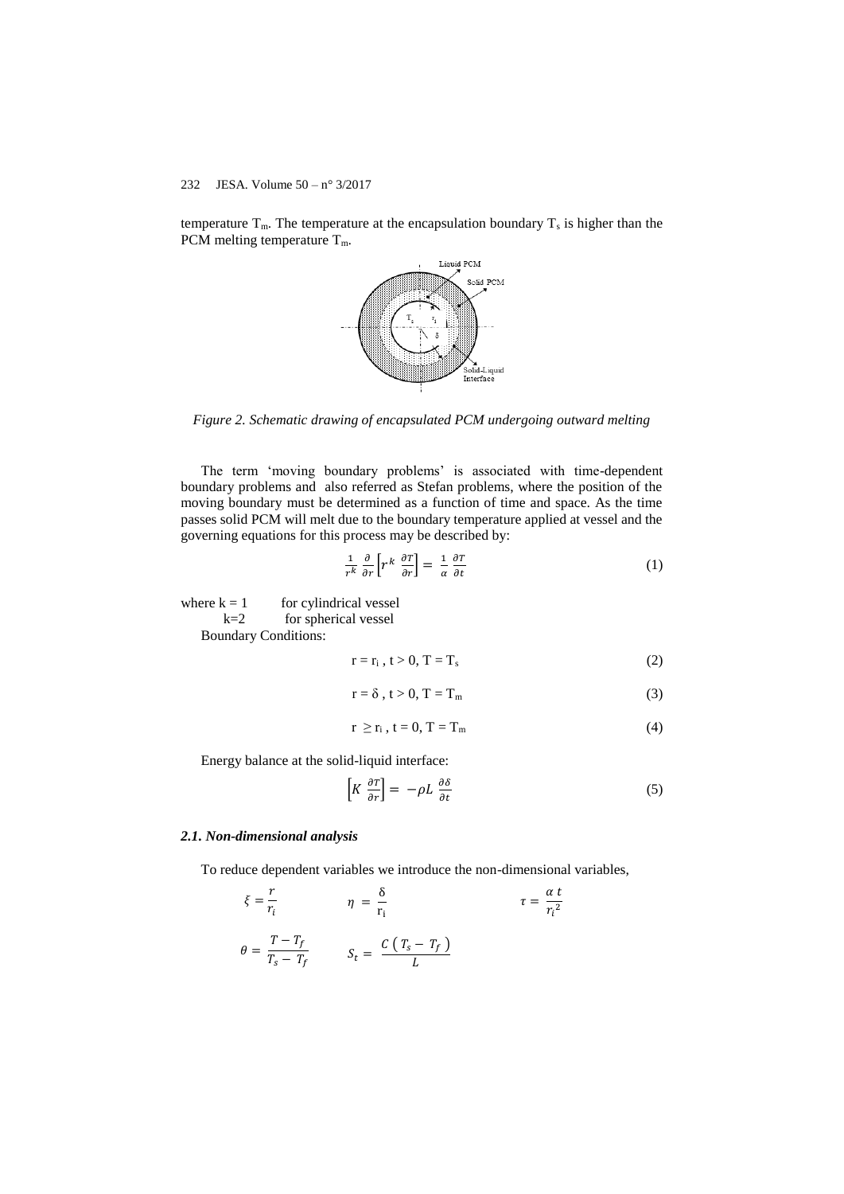temperature $T_m$. The temperature at the encapsulation boundary $T_s$ is higher than the PCM melting temperature $T_m$.

*Figure 2. Schematic drawing of encapsulated PCM undergoing outward melting*

The term 'moving boundary problems' is associated with time-dependent boundary problems and also referred as Stefan problems, where the position of the moving boundary must be determined as a function of time and space. As the time passes solid PCM will melt due to the boundary temperature applied at vessel and the governing equations for this process may be described by:

$$\frac{1}{r^k}\frac{\partial}{\partial r}\left[r^k\ \frac{\partial T}{\partial r}\right] = \frac{1}{\alpha}\frac{\partial T}{\partial t} \tag{1}$$

where $k = 1$ for cylindrical vessel
$k=2$ for spherical vessel

Boundary Conditions:

$$r = r_i\ ,\ t > 0,\ T = T_s \tag{2}$$

$$r = \delta\ ,\ t > 0,\ T = T_m \tag{3}$$

$$r \geq r_i\ ,\ t = 0,\ T = T_m \tag{4}$$

Energy balance at the solid-liquid interface:

$$\left[K\ \frac{\partial T}{\partial r}\right] = -\rho L\ \frac{\partial \delta}{\partial t} \tag{5}$$

### *2.1. Non-dimensional analysis*

To reduce dependent variables we introduce the non-dimensional variables,

$$\xi = \frac{r}{r_i} \qquad \eta = \frac{\delta}{r_i} \qquad \tau = \frac{\alpha\ t}{{r_i}^2}$$

$$\theta = \frac{T - T_f}{T_s - T_f} \qquad S_t = \frac{C\ (\ T_s - T_f\ )}{L}$$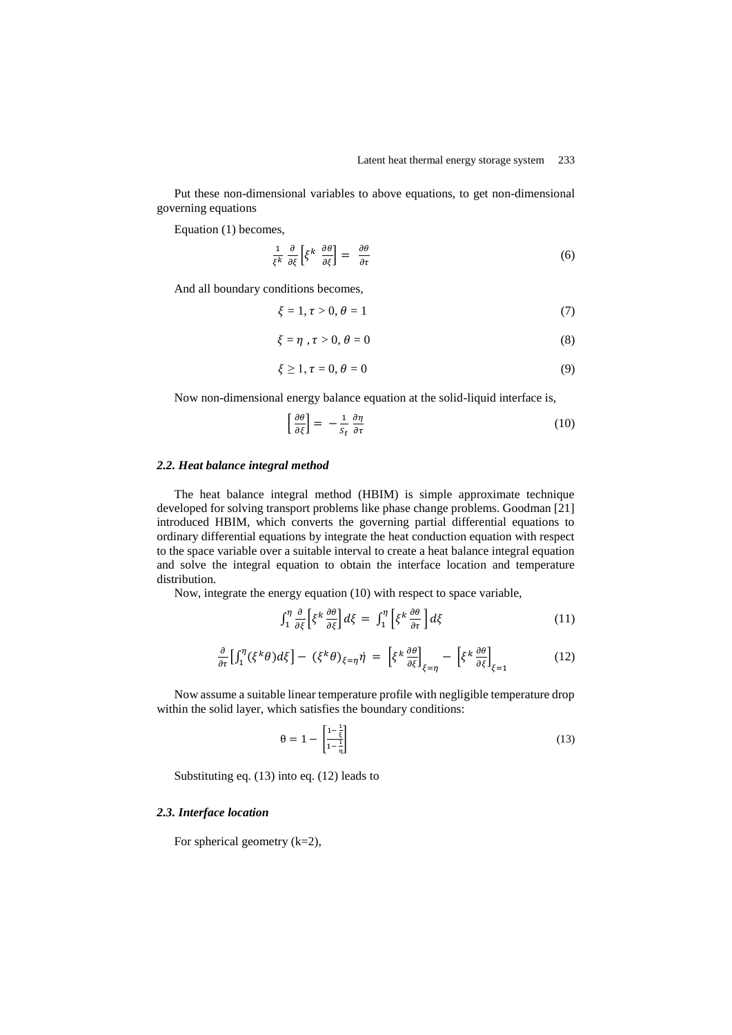Put these non-dimensional variables to above equations, to get non-dimensional governing equations

Equation (1) becomes,

$$\frac{1}{\xi^k}\frac{\partial}{\partial \xi}\left[\xi^k\ \frac{\partial \theta}{\partial \xi}\right] = \ \frac{\partial \theta}{\partial \tau} \tag{6}$$

And all boundary conditions becomes,

$$\xi = 1, \tau > 0, \theta = 1 \tag{7}$$

$$\xi = \eta\ , \tau > 0, \theta = 0 \tag{8}$$

$$\xi \geq 1, \tau = 0, \theta = 0 \tag{9}$$

Now non-dimensional energy balance equation at the solid-liquid interface is,

$$\left[\frac{\partial \theta}{\partial \xi}\right] = -\frac{1}{S_t}\frac{\partial \eta}{\partial \tau} \tag{10}$$

### *2.2. Heat balance integral method*

The heat balance integral method (HBIM) is simple approximate technique developed for solving transport problems like phase change problems. Goodman [21] introduced HBIM, which converts the governing partial differential equations to ordinary differential equations by integrate the heat conduction equation with respect to the space variable over a suitable interval to create a heat balance integral equation and solve the integral equation to obtain the interface location and temperature distribution.

Now, integrate the energy equation (10) with respect to space variable,

$$\int_1^\eta \frac{\partial}{\partial \xi}\left[\xi^k \frac{\partial \theta}{\partial \xi}\right] d\xi = \int_1^\eta \left[\xi^k \frac{\partial \theta}{\partial \tau}\right] d\xi \tag{11}$$

$$\frac{\partial}{\partial \tau}\left[\int_1^\eta (\xi^k \theta) d\xi\right] - (\xi^k \theta)_{\xi=\eta}\dot{\eta} = \left[\xi^k \frac{\partial \theta}{\partial \xi}\right]_{\xi=\eta} - \left[\xi^k \frac{\partial \theta}{\partial \xi}\right]_{\xi=1} \tag{12}$$

Now assume a suitable linear temperature profile with negligible temperature drop within the solid layer, which satisfies the boundary conditions:

$$\theta = 1 - \left[\frac{1-\frac{1}{\xi}}{1-\frac{1}{\eta}}\right] \tag{13}$$

Substituting eq. (13) into eq. (12) leads to

### *2.3. Interface location*

For spherical geometry (k=2),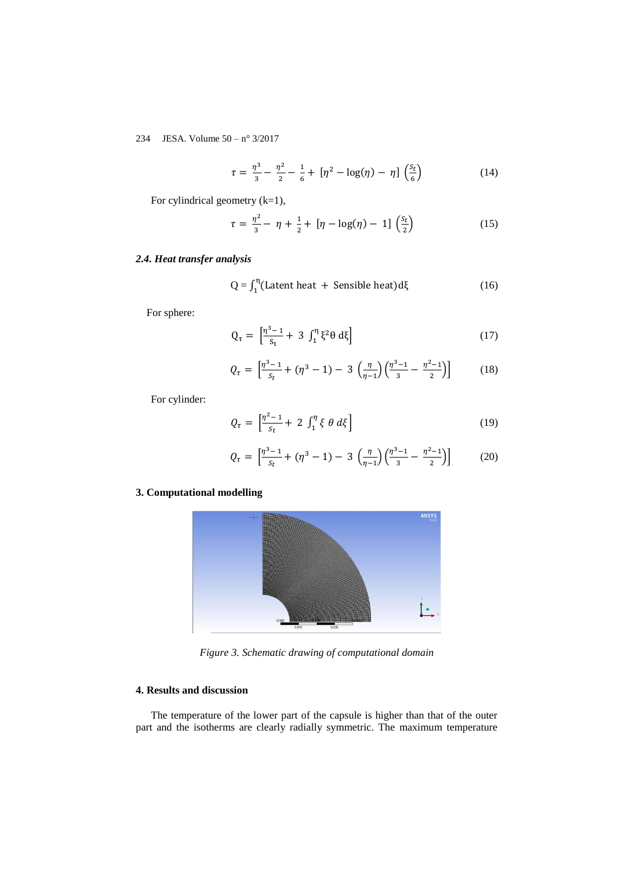$$\tau = \frac{\eta^3}{3} - \frac{\eta^2}{2} - \frac{1}{6} + [\eta^2 - \log(\eta) - \eta]\left(\frac{S_t}{6}\right) \tag{14}$$

For cylindrical geometry (k=1),

$$\tau = \frac{\eta^2}{3} - \eta + \frac{1}{2} + [\eta - \log(\eta) - 1]\left(\frac{S_t}{2}\right) \tag{15}$$

### *2.4. Heat transfer analysis*

$$\mathrm{Q} = \int_1^{\eta}(\text{Latent heat} + \text{Sensible heat})\mathrm{d}\xi \tag{16}$$

For sphere:

$$\mathrm{Q}_\tau = \left[\frac{\eta^3 - 1}{S_t} + 3\int_1^{\eta}\xi^2\theta\,\mathrm{d}\xi\right] \tag{17}$$

$$Q_\tau = \left[\frac{\eta^3 - 1}{S_t} + (\eta^3 - 1) - 3\left(\frac{\eta}{\eta - 1}\right)\left(\frac{\eta^3 - 1}{3} - \frac{\eta^2 - 1}{2}\right)\right] \tag{18}$$

For cylinder:

$$Q_\tau = \left[\frac{\eta^2 - 1}{S_t} + 2\int_1^{\eta}\xi\,\theta\,d\xi\right] \tag{19}$$

$$Q_\tau = \left[\frac{\eta^3 - 1}{S_t} + (\eta^3 - 1) - 3\left(\frac{\eta}{\eta - 1}\right)\left(\frac{\eta^3 - 1}{3} - \frac{\eta^2 - 1}{2}\right)\right] \tag{20}$$

## 3. Computational modelling

*Figure 3. Schematic drawing of computational domain*

## 4. Results and discussion

The temperature of the lower part of the capsule is higher than that of the outer part and the isotherms are clearly radially symmetric. The maximum temperature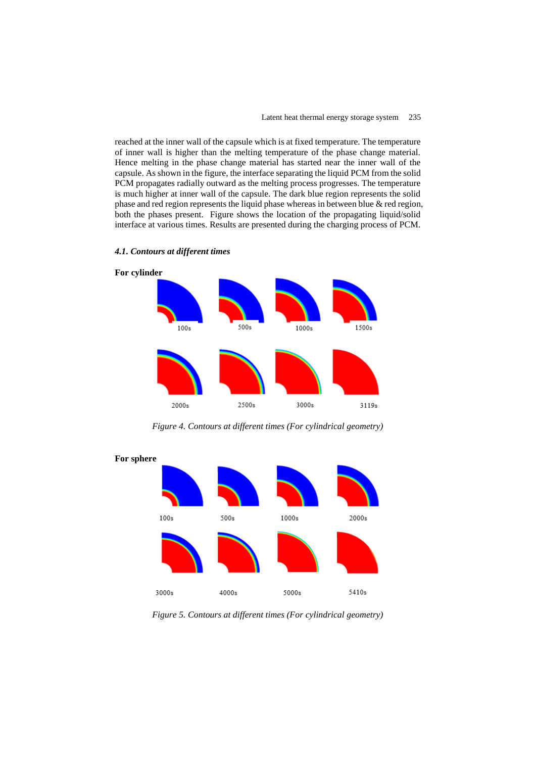reached at the inner wall of the capsule which is at fixed temperature. The temperature of inner wall is higher than the melting temperature of the phase change material. Hence melting in the phase change material has started near the inner wall of the capsule. As shown in the figure, the interface separating the liquid PCM from the solid PCM propagates radially outward as the melting process progresses. The temperature is much higher at inner wall of the capsule. The dark blue region represents the solid phase and red region represents the liquid phase whereas in between blue & red region, both the phases present. Figure shows the location of the propagating liquid/solid interface at various times. Results are presented during the charging process of PCM.

### *4.1. Contours at different times*

**For cylinder**

100s 500s 1000s 1500s

2000s 2500s 3000s 3119s

*Figure 4. Contours at different times (For cylindrical geometry)*

**For sphere**

100s 500s 1000s 2000s

3000s 4000s 5000s 5410s

*Figure 5. Contours at different times (For cylindrical geometry)*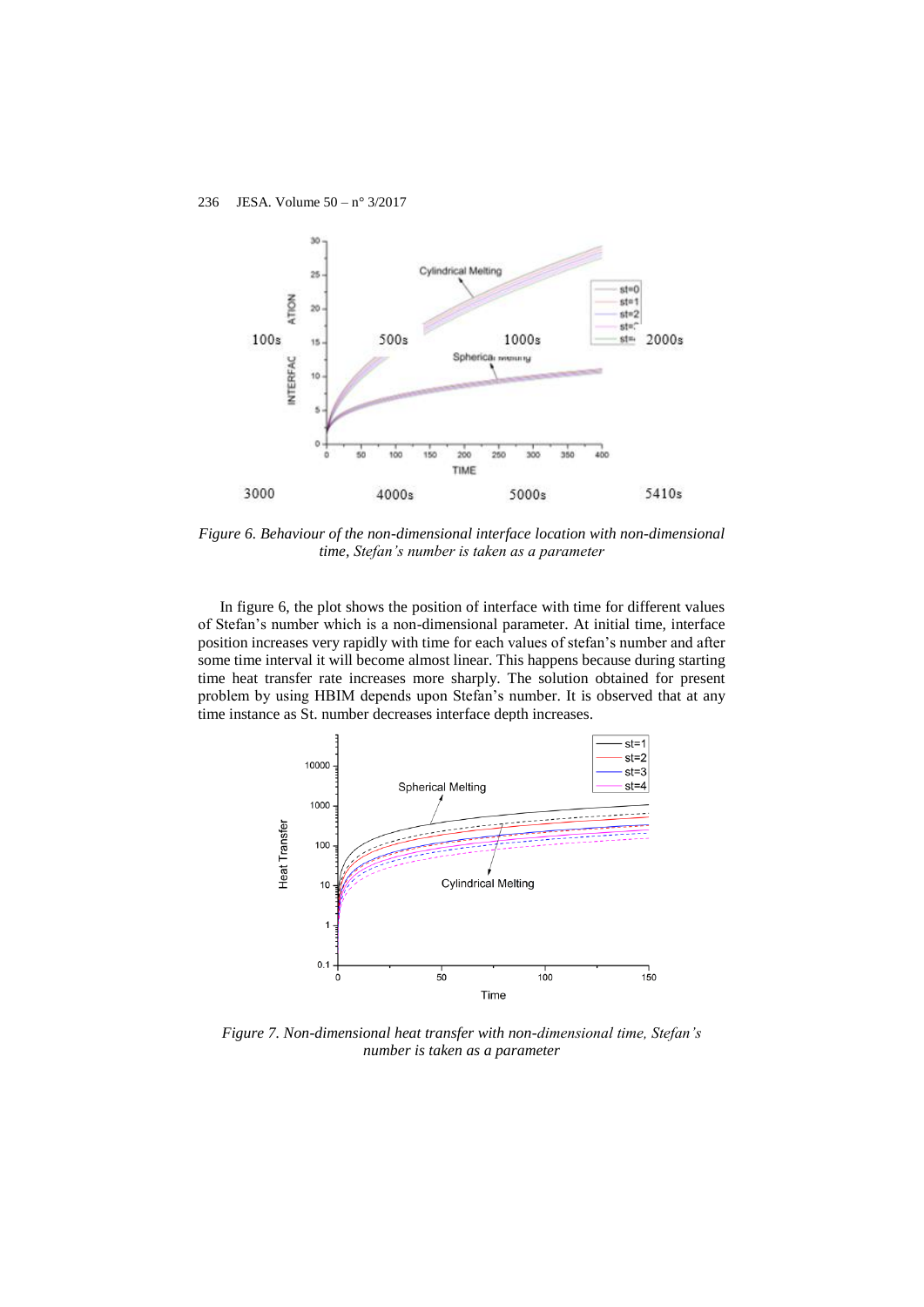100s 500s 1000s 2000s

3000 4000s 5000s 5410s

*Figure 6. Behaviour of the non-dimensional interface location with non-dimensional time, Stefan's number is taken as a parameter*

In figure 6, the plot shows the position of interface with time for different values of Stefan's number which is a non-dimensional parameter. At initial time, interface position increases very rapidly with time for each values of stefan's number and after some time interval it will become almost linear. This happens because during starting time heat transfer rate increases more sharply. The solution obtained for present problem by using HBIM depends upon Stefan's number. It is observed that at any time instance as St. number decreases interface depth increases.

*Figure 7. Non-dimensional heat transfer with non-dimensional time, Stefan's number is taken as a parameter*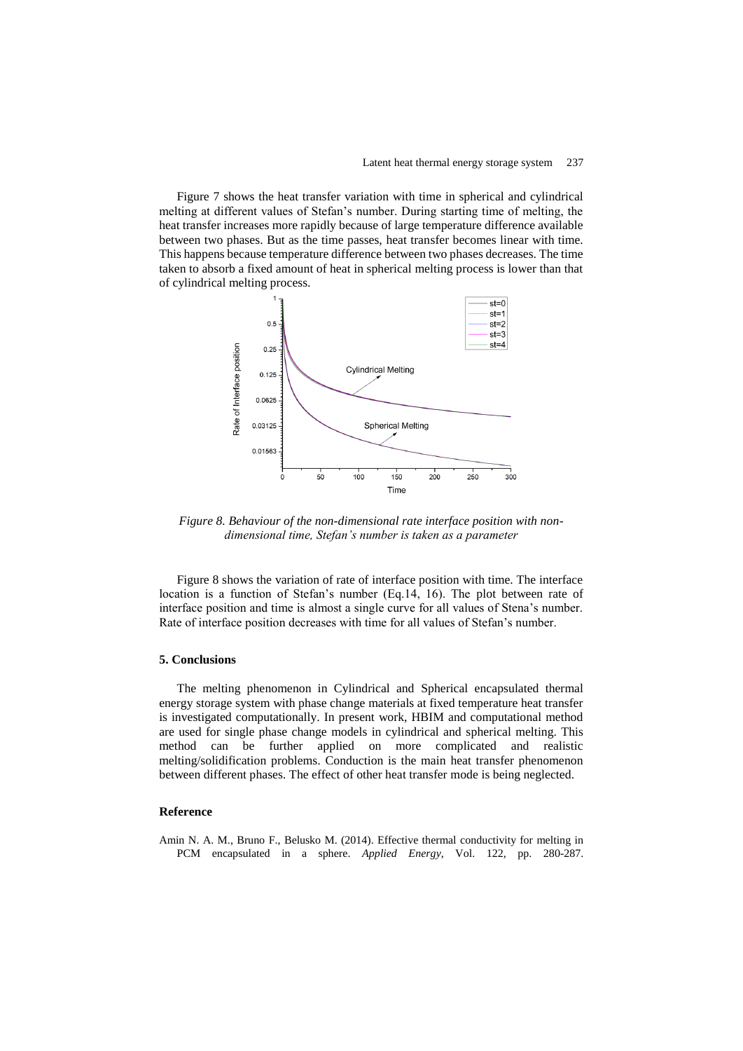Figure 7 shows the heat transfer variation with time in spherical and cylindrical melting at different values of Stefan's number. During starting time of melting, the heat transfer increases more rapidly because of large temperature difference available between two phases. But as the time passes, heat transfer becomes linear with time. This happens because temperature difference between two phases decreases. The time taken to absorb a fixed amount of heat in spherical melting process is lower than that of cylindrical melting process.

*Figure 8. Behaviour of the non-dimensional rate interface position with non-dimensional time, Stefan's number is taken as a parameter*

Figure 8 shows the variation of rate of interface position with time. The interface location is a function of Stefan's number (Eq.14, 16). The plot between rate of interface position and time is almost a single curve for all values of Stena's number. Rate of interface position decreases with time for all values of Stefan's number.

## 5. Conclusions

The melting phenomenon in Cylindrical and Spherical encapsulated thermal energy storage system with phase change materials at fixed temperature heat transfer is investigated computationally. In present work, HBIM and computational method are used for single phase change models in cylindrical and spherical melting. This method can be further applied on more complicated and realistic melting/solidification problems. Conduction is the main heat transfer phenomenon between different phases. The effect of other heat transfer mode is being neglected.

## Reference

Amin N. A. M., Bruno F., Belusko M. (2014). Effective thermal conductivity for melting in PCM encapsulated in a sphere. *Applied Energy*, Vol. 122, pp. 280-287.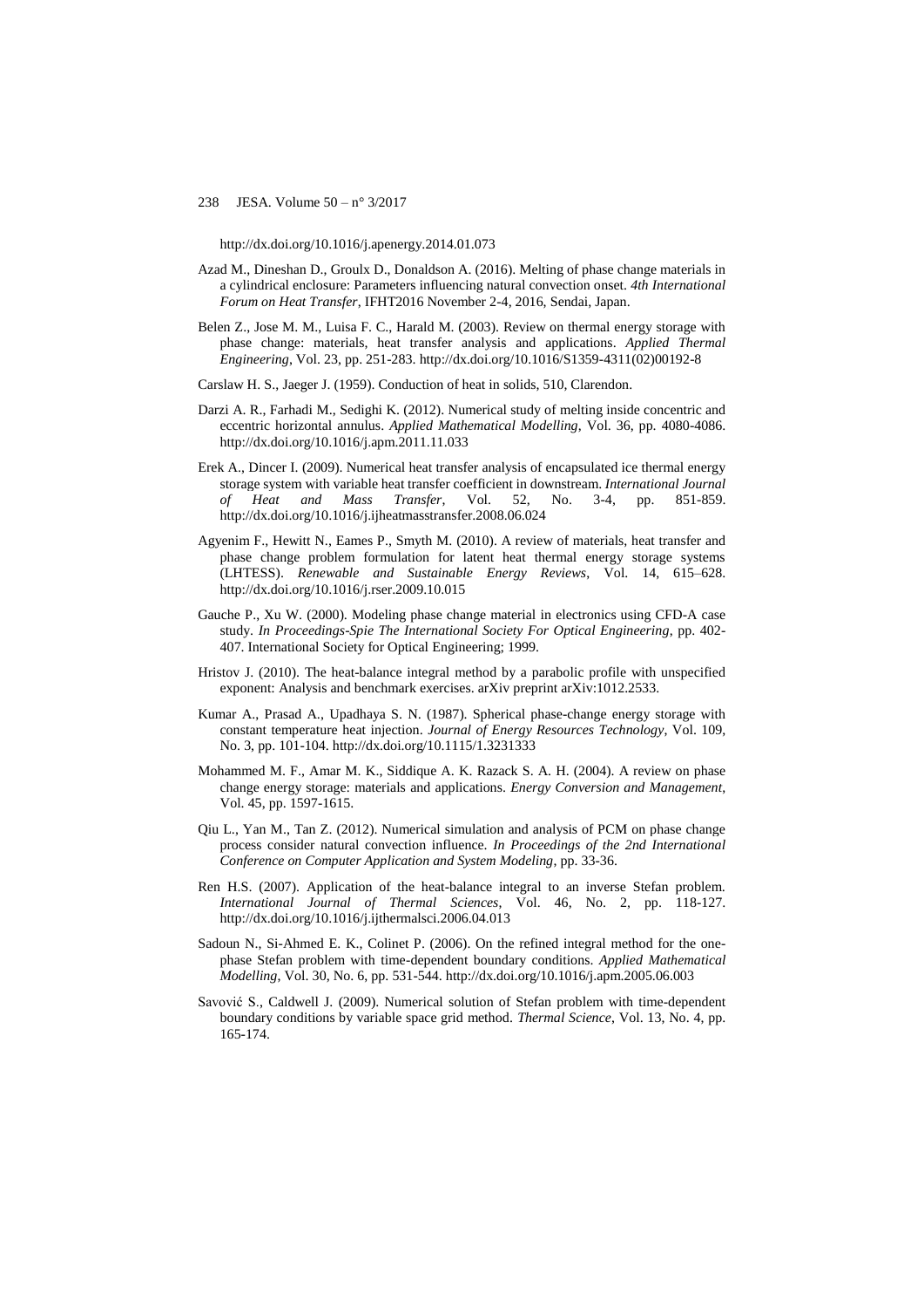http://dx.doi.org/10.1016/j.apenergy.2014.01.073

Azad M., Dineshan D., Groulx D., Donaldson A. (2016). Melting of phase change materials in a cylindrical enclosure: Parameters influencing natural convection onset. *4th International Forum on Heat Transfer*, IFHT2016 November 2-4, 2016, Sendai, Japan.

Belen Z., Jose M. M., Luisa F. C., Harald M. (2003). Review on thermal energy storage with phase change: materials, heat transfer analysis and applications. *Applied Thermal Engineering*, Vol. 23, pp. 251-283. http://dx.doi.org/10.1016/S1359-4311(02)00192-8

Carslaw H. S., Jaeger J. (1959). Conduction of heat in solids, 510, Clarendon.

Darzi A. R., Farhadi M., Sedighi K. (2012). Numerical study of melting inside concentric and eccentric horizontal annulus. *Applied Mathematical Modelling*, Vol. 36, pp. 4080-4086. http://dx.doi.org/10.1016/j.apm.2011.11.033

Erek A., Dincer I. (2009). Numerical heat transfer analysis of encapsulated ice thermal energy storage system with variable heat transfer coefficient in downstream. *International Journal of Heat and Mass Transfer*, Vol. 52, No. 3-4, pp. 851-859. http://dx.doi.org/10.1016/j.ijheatmasstransfer.2008.06.024

Agyenim F., Hewitt N., Eames P., Smyth M. (2010). A review of materials, heat transfer and phase change problem formulation for latent heat thermal energy storage systems (LHTESS). *Renewable and Sustainable Energy Reviews*, Vol. 14, 615–628. http://dx.doi.org/10.1016/j.rser.2009.10.015

Gauche P., Xu W. (2000). Modeling phase change material in electronics using CFD-A case study. *In Proceedings-Spie The International Society For Optical Engineering*, pp. 402-407. International Society for Optical Engineering; 1999.

Hristov J. (2010). The heat-balance integral method by a parabolic profile with unspecified exponent: Analysis and benchmark exercises. arXiv preprint arXiv:1012.2533.

Kumar A., Prasad A., Upadhaya S. N. (1987). Spherical phase-change energy storage with constant temperature heat injection. *Journal of Energy Resources Technology*, Vol. 109, No. 3, pp. 101-104. http://dx.doi.org/10.1115/1.3231333

Mohammed M. F., Amar M. K., Siddique A. K. Razack S. A. H. (2004). A review on phase change energy storage: materials and applications. *Energy Conversion and Management*, Vol. 45, pp. 1597-1615.

Qiu L., Yan M., Tan Z. (2012). Numerical simulation and analysis of PCM on phase change process consider natural convection influence. *In Proceedings of the 2nd International Conference on Computer Application and System Modeling*, pp. 33-36.

Ren H.S. (2007). Application of the heat-balance integral to an inverse Stefan problem. *International Journal of Thermal Sciences*, Vol. 46, No. 2, pp. 118-127. http://dx.doi.org/10.1016/j.ijthermalsci.2006.04.013

Sadoun N., Si-Ahmed E. K., Colinet P. (2006). On the refined integral method for the one-phase Stefan problem with time-dependent boundary conditions. *Applied Mathematical Modelling*, Vol. 30, No. 6, pp. 531-544. http://dx.doi.org/10.1016/j.apm.2005.06.003

Savović S., Caldwell J. (2009). Numerical solution of Stefan problem with time-dependent boundary conditions by variable space grid method. *Thermal Science*, Vol. 13, No. 4, pp. 165-174.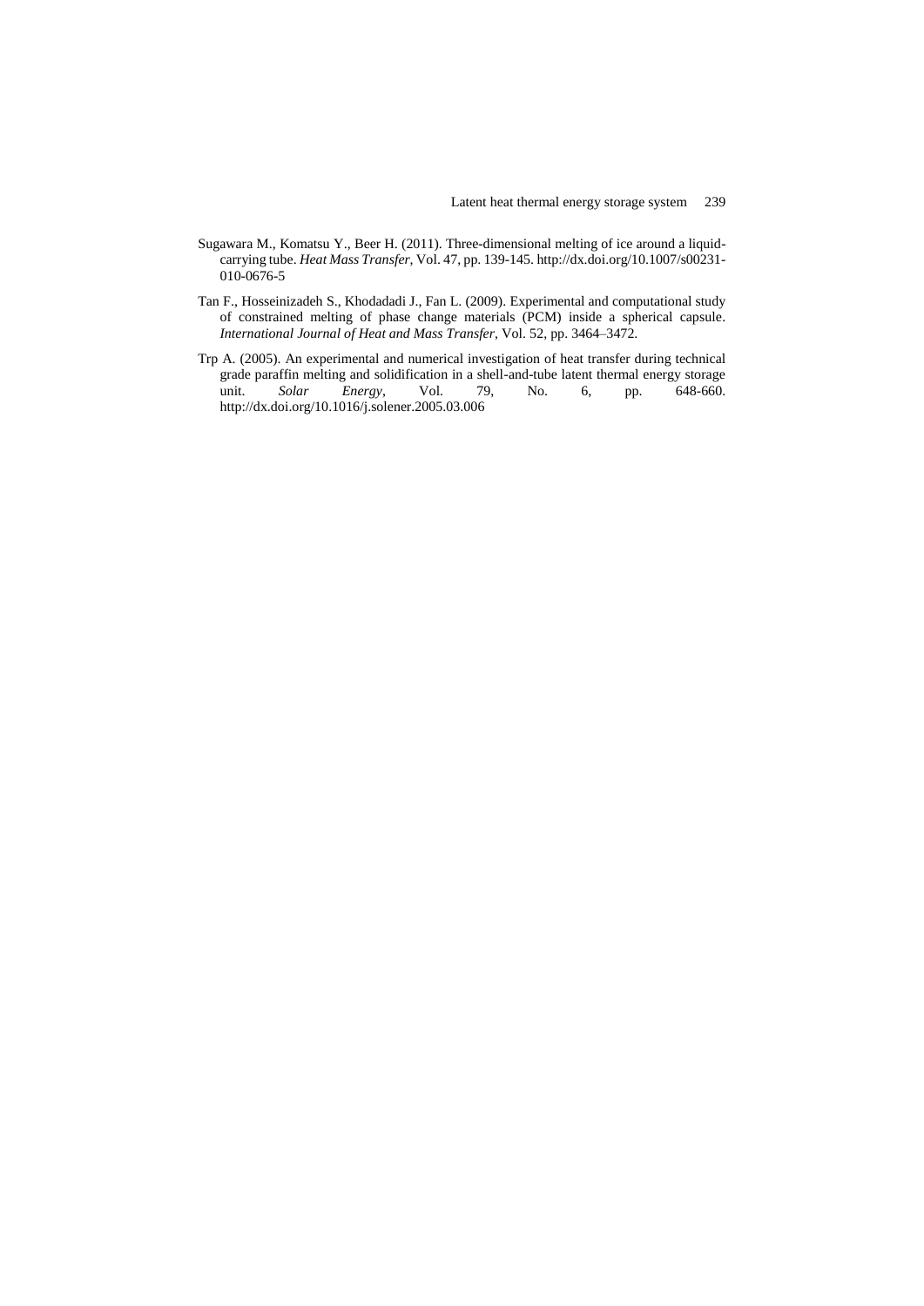Sugawara M., Komatsu Y., Beer H. (2011). Three-dimensional melting of ice around a liquid-carrying tube. *Heat Mass Transfer*, Vol. 47, pp. 139-145. http://dx.doi.org/10.1007/s00231-010-0676-5

Tan F., Hosseinizadeh S., Khodadadi J., Fan L. (2009). Experimental and computational study of constrained melting of phase change materials (PCM) inside a spherical capsule. *International Journal of Heat and Mass Transfer*, Vol. 52, pp. 3464–3472.

Trp A. (2005). An experimental and numerical investigation of heat transfer during technical grade paraffin melting and solidification in a shell-and-tube latent thermal energy storage unit. *Solar Energy*, Vol. 79, No. 6, pp. 648-660. http://dx.doi.org/10.1016/j.solener.2005.03.006